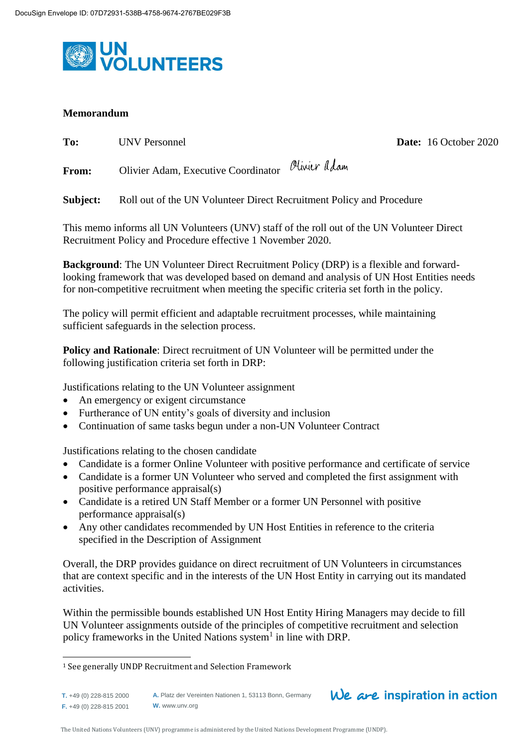DocuSign Envelope ID: 07D72931-538B-4758-9674-2767BE029F3B

UN VOLUNTEERS

**Memorandum**

**To:** UNV Personnel **Date:** 16 October 2020

**From:** Olivier Adam, Executive Coordinator *Olivier Adam*

**Subject:** Roll out of the UN Volunteer Direct Recruitment Policy and Procedure

This memo informs all UN Volunteers (UNV) staff of the roll out of the UN Volunteer Direct Recruitment Policy and Procedure effective 1 November 2020.

**Background**: The UN Volunteer Direct Recruitment Policy (DRP) is a flexible and forward-looking framework that was developed based on demand and analysis of UN Host Entities needs for non-competitive recruitment when meeting the specific criteria set forth in the policy.

The policy will permit efficient and adaptable recruitment processes, while maintaining sufficient safeguards in the selection process.

**Policy and Rationale**: Direct recruitment of UN Volunteer will be permitted under the following justification criteria set forth in DRP:

Justifications relating to the UN Volunteer assignment

- An emergency or exigent circumstance
- Furtherance of UN entity's goals of diversity and inclusion
- Continuation of same tasks begun under a non-UN Volunteer Contract

Justifications relating to the chosen candidate

- Candidate is a former Online Volunteer with positive performance and certificate of service
- Candidate is a former UN Volunteer who served and completed the first assignment with positive performance appraisal(s)
- Candidate is a retired UN Staff Member or a former UN Personnel with positive performance appraisal(s)
- Any other candidates recommended by UN Host Entities in reference to the criteria specified in the Description of Assignment

Overall, the DRP provides guidance on direct recruitment of UN Volunteers in circumstances that are context specific and in the interests of the UN Host Entity in carrying out its mandated activities.

Within the permissible bounds established UN Host Entity Hiring Managers may decide to fill UN Volunteer assignments outside of the principles of competitive recruitment and selection policy frameworks in the United Nations system[1] in line with DRP.

[1] See generally UNDP Recruitment and Selection Framework

T. +49 (0) 228-815 2000
F. +49 (0) 228-815 2001
A. Platz der Vereinten Nationen 1, 53113 Bonn, Germany
W. www.unv.org

We are inspiration in action

The United Nations Volunteers (UNV) programme is administered by the United Nations Development Programme (UNDP).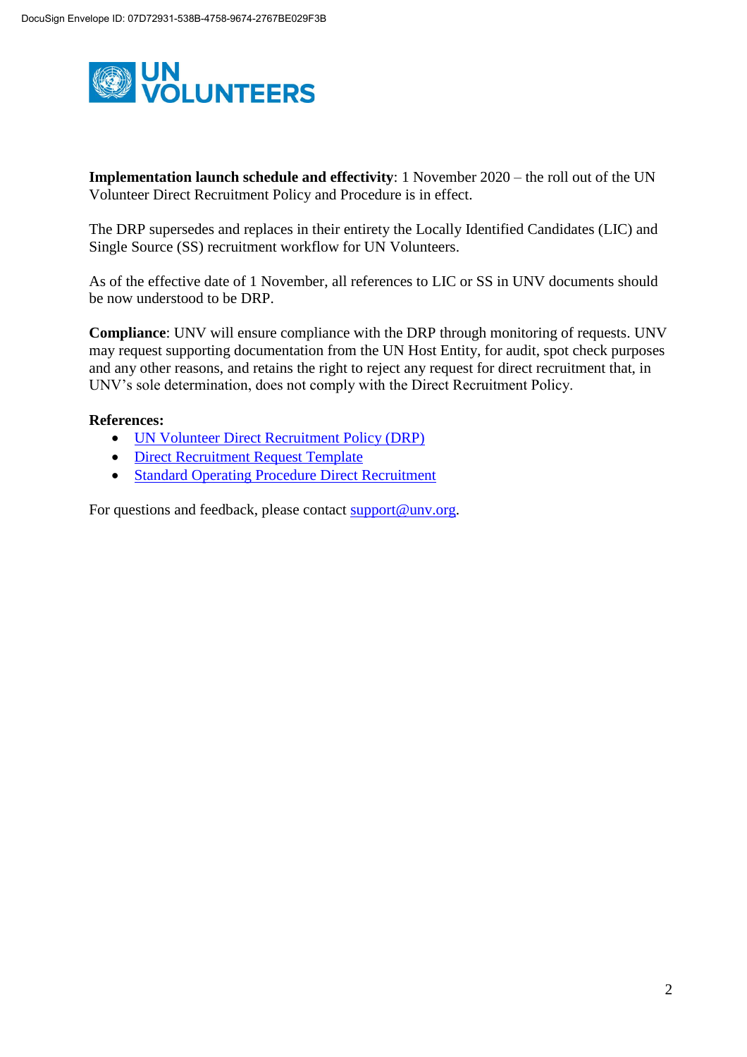**Implementation launch schedule and effectivity**: 1 November 2020 – the roll out of the UN Volunteer Direct Recruitment Policy and Procedure is in effect.

The DRP supersedes and replaces in their entirety the Locally Identified Candidates (LIC) and Single Source (SS) recruitment workflow for UN Volunteers.

As of the effective date of 1 November, all references to LIC or SS in UNV documents should be now understood to be DRP.

**Compliance**: UNV will ensure compliance with the DRP through monitoring of requests. UNV may request supporting documentation from the UN Host Entity, for audit, spot check purposes and any other reasons, and retains the right to reject any request for direct recruitment that, in UNV's sole determination, does not comply with the Direct Recruitment Policy.

**References:**

- UN Volunteer Direct Recruitment Policy (DRP)
- Direct Recruitment Request Template
- Standard Operating Procedure Direct Recruitment

For questions and feedback, please contact support@unv.org.